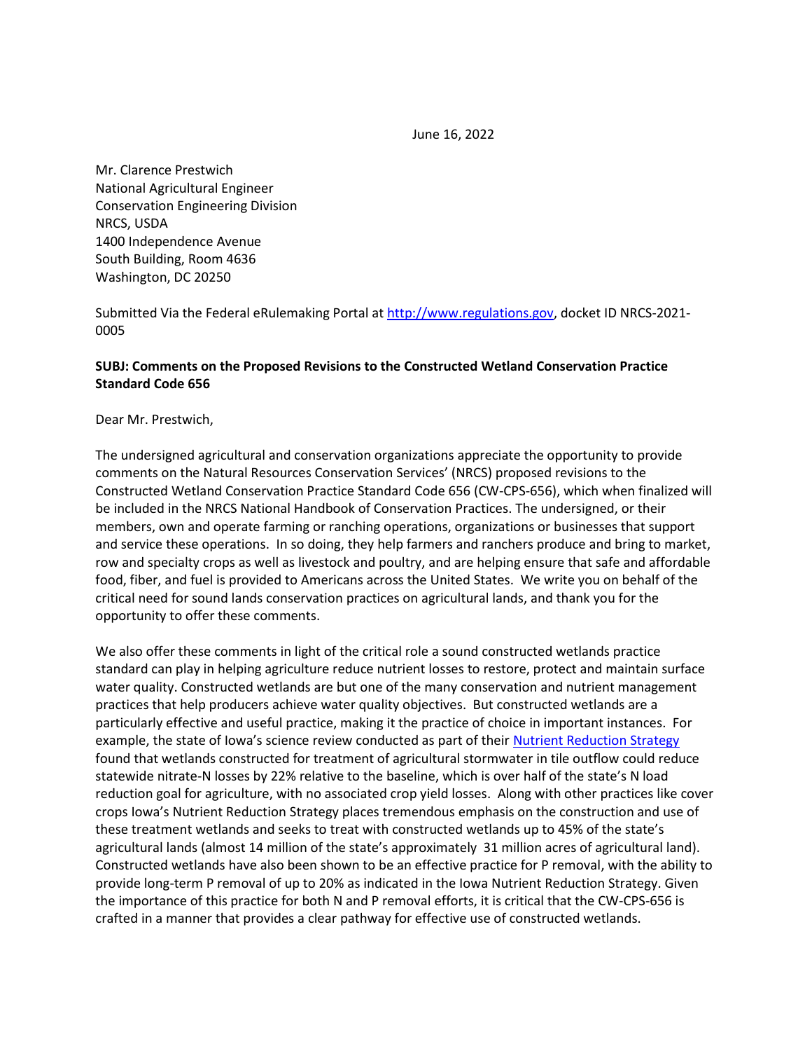June 16, 2022

Mr. Clarence Prestwich
National Agricultural Engineer
Conservation Engineering Division
NRCS, USDA
1400 Independence Avenue
South Building, Room 4636
Washington, DC 20250

Submitted Via the Federal eRulemaking Portal at [http://www.regulations.gov](http://www.regulations.gov), docket ID NRCS-2021-0005

**SUBJ: Comments on the Proposed Revisions to the Constructed Wetland Conservation Practice Standard Code 656**

Dear Mr. Prestwich,

The undersigned agricultural and conservation organizations appreciate the opportunity to provide comments on the Natural Resources Conservation Services' (NRCS) proposed revisions to the Constructed Wetland Conservation Practice Standard Code 656 (CW-CPS-656), which when finalized will be included in the NRCS National Handbook of Conservation Practices. The undersigned, or their members, own and operate farming or ranching operations, organizations or businesses that support and service these operations. In so doing, they help farmers and ranchers produce and bring to market, row and specialty crops as well as livestock and poultry, and are helping ensure that safe and affordable food, fiber, and fuel is provided to Americans across the United States. We write you on behalf of the critical need for sound lands conservation practices on agricultural lands, and thank you for the opportunity to offer these comments.

We also offer these comments in light of the critical role a sound constructed wetlands practice standard can play in helping agriculture reduce nutrient losses to restore, protect and maintain surface water quality. Constructed wetlands are but one of the many conservation and nutrient management practices that help producers achieve water quality objectives. But constructed wetlands are a particularly effective and useful practice, making it the practice of choice in important instances. For example, the state of Iowa's science review conducted as part of their [Nutrient Reduction Strategy](#) found that wetlands constructed for treatment of agricultural stormwater in tile outflow could reduce statewide nitrate-N losses by 22% relative to the baseline, which is over half of the state's N load reduction goal for agriculture, with no associated crop yield losses. Along with other practices like cover crops Iowa's Nutrient Reduction Strategy places tremendous emphasis on the construction and use of these treatment wetlands and seeks to treat with constructed wetlands up to 45% of the state's agricultural lands (almost 14 million of the state's approximately 31 million acres of agricultural land). Constructed wetlands have also been shown to be an effective practice for P removal, with the ability to provide long-term P removal of up to 20% as indicated in the Iowa Nutrient Reduction Strategy. Given the importance of this practice for both N and P removal efforts, it is critical that the CW-CPS-656 is crafted in a manner that provides a clear pathway for effective use of constructed wetlands.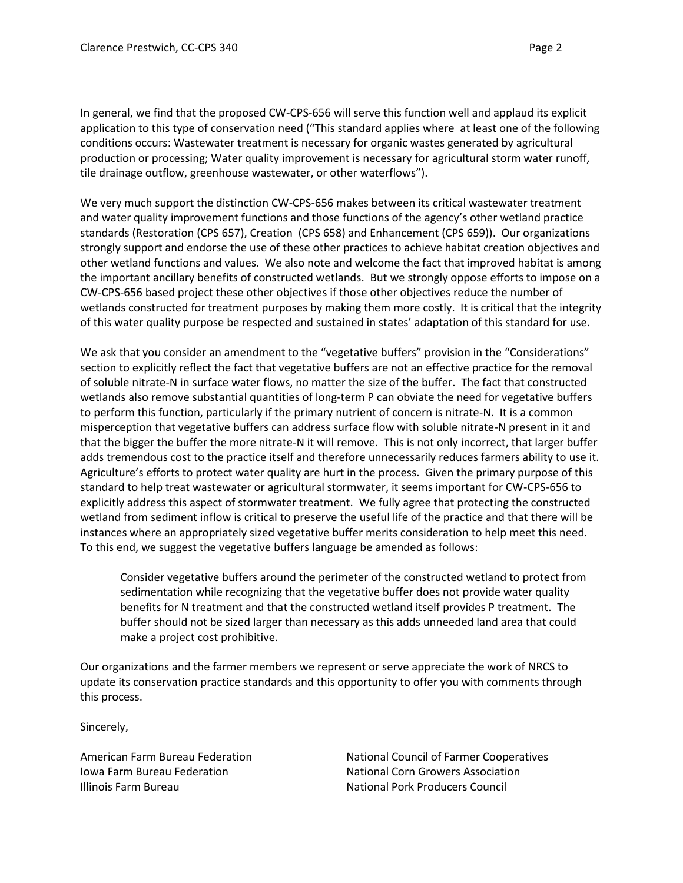In general, we find that the proposed CW-CPS-656 will serve this function well and applaud its explicit application to this type of conservation need ("This standard applies where at least one of the following conditions occurs: Wastewater treatment is necessary for organic wastes generated by agricultural production or processing; Water quality improvement is necessary for agricultural storm water runoff, tile drainage outflow, greenhouse wastewater, or other waterflows").

We very much support the distinction CW-CPS-656 makes between its critical wastewater treatment and water quality improvement functions and those functions of the agency's other wetland practice standards (Restoration (CPS 657), Creation (CPS 658) and Enhancement (CPS 659)). Our organizations strongly support and endorse the use of these other practices to achieve habitat creation objectives and other wetland functions and values. We also note and welcome the fact that improved habitat is among the important ancillary benefits of constructed wetlands. But we strongly oppose efforts to impose on a CW-CPS-656 based project these other objectives if those other objectives reduce the number of wetlands constructed for treatment purposes by making them more costly. It is critical that the integrity of this water quality purpose be respected and sustained in states' adaptation of this standard for use.

We ask that you consider an amendment to the "vegetative buffers" provision in the "Considerations" section to explicitly reflect the fact that vegetative buffers are not an effective practice for the removal of soluble nitrate-N in surface water flows, no matter the size of the buffer. The fact that constructed wetlands also remove substantial quantities of long-term P can obviate the need for vegetative buffers to perform this function, particularly if the primary nutrient of concern is nitrate-N. It is a common misperception that vegetative buffers can address surface flow with soluble nitrate-N present in it and that the bigger the buffer the more nitrate-N it will remove. This is not only incorrect, that larger buffer adds tremendous cost to the practice itself and therefore unnecessarily reduces farmers ability to use it. Agriculture's efforts to protect water quality are hurt in the process. Given the primary purpose of this standard to help treat wastewater or agricultural stormwater, it seems important for CW-CPS-656 to explicitly address this aspect of stormwater treatment. We fully agree that protecting the constructed wetland from sediment inflow is critical to preserve the useful life of the practice and that there will be instances where an appropriately sized vegetative buffer merits consideration to help meet this need. To this end, we suggest the vegetative buffers language be amended as follows:

> Consider vegetative buffers around the perimeter of the constructed wetland to protect from sedimentation while recognizing that the vegetative buffer does not provide water quality benefits for N treatment and that the constructed wetland itself provides P treatment. The buffer should not be sized larger than necessary as this adds unneeded land area that could make a project cost prohibitive.

Our organizations and the farmer members we represent or serve appreciate the work of NRCS to update its conservation practice standards and this opportunity to offer you with comments through this process.

Sincerely,

American Farm Bureau Federation
Iowa Farm Bureau Federation
Illinois Farm Bureau
National Council of Farmer Cooperatives
National Corn Growers Association
National Pork Producers Council